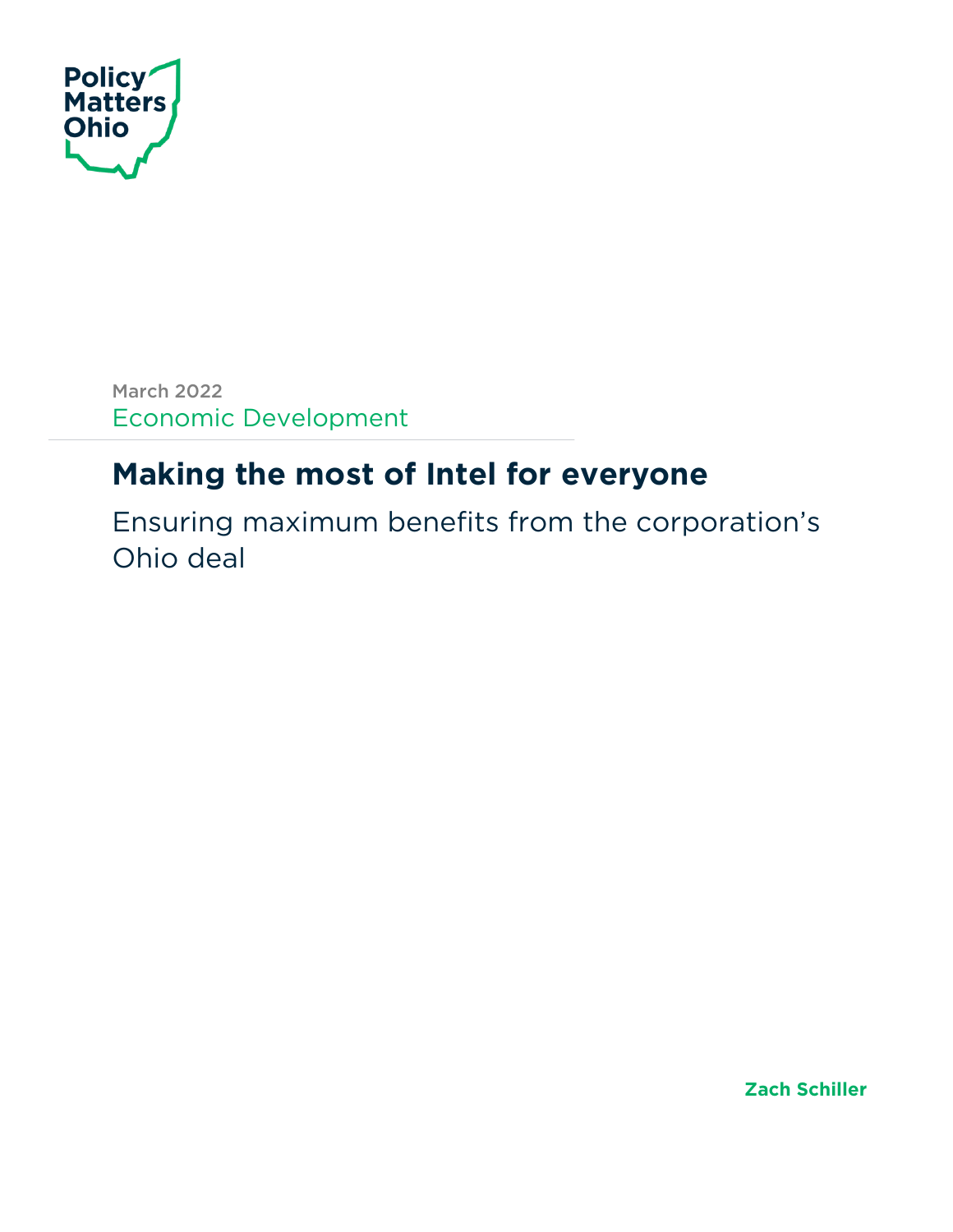Policy Matters Ohio

March 2022

Economic Development

# Making the most of Intel for everyone

## Ensuring maximum benefits from the corporation's Ohio deal

**Zach Schiller**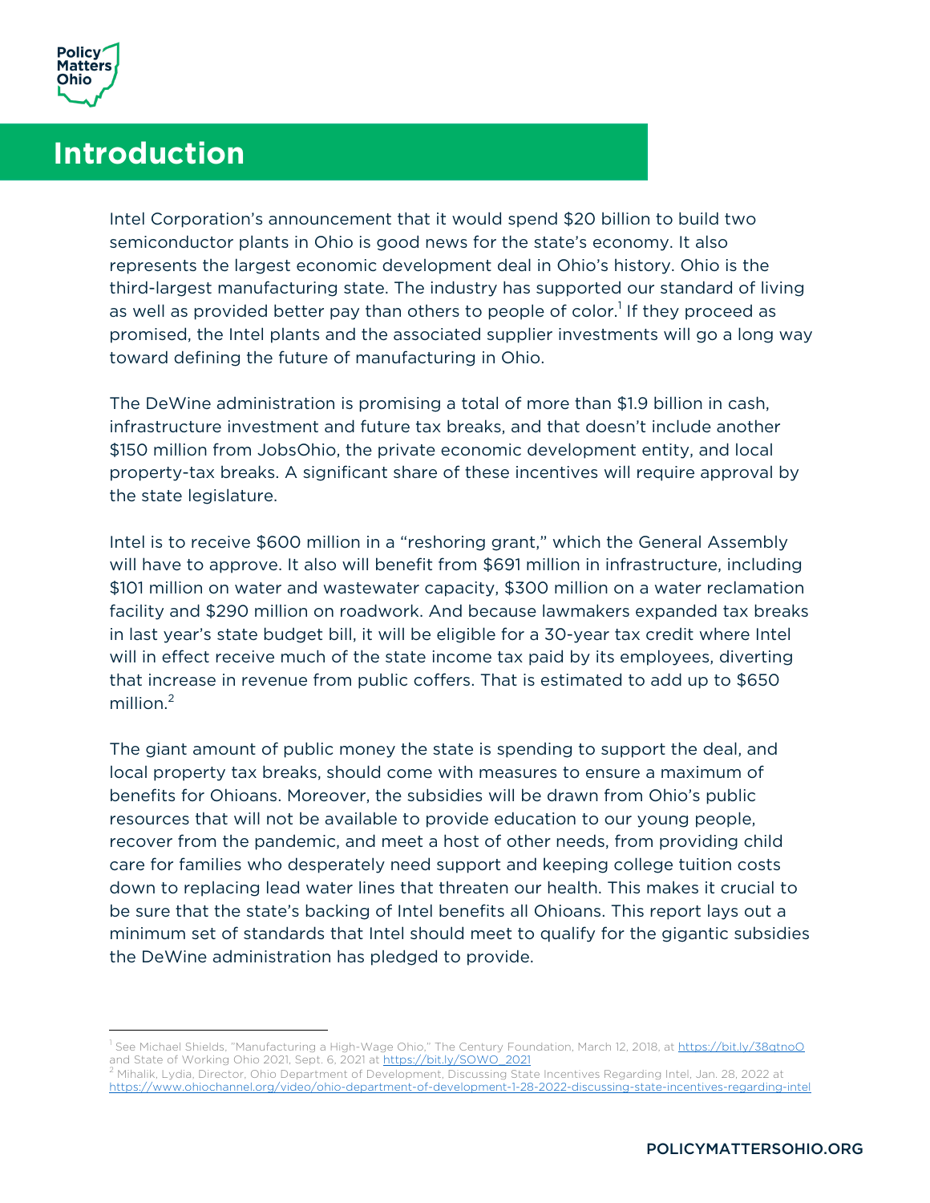# Introduction

Intel Corporation's announcement that it would spend $20 billion to build two semiconductor plants in Ohio is good news for the state's economy. It also represents the largest economic development deal in Ohio's history. Ohio is the third-largest manufacturing state. The industry has supported our standard of living as well as provided better pay than others to people of color.[1] If they proceed as promised, the Intel plants and the associated supplier investments will go a long way toward defining the future of manufacturing in Ohio.

The DeWine administration is promising a total of more than $1.9 billion in cash, infrastructure investment and future tax breaks, and that doesn't include another $150 million from JobsOhio, the private economic development entity, and local property-tax breaks. A significant share of these incentives will require approval by the state legislature.

Intel is to receive $600 million in a "reshoring grant," which the General Assembly will have to approve. It also will benefit from $691 million in infrastructure, including $101 million on water and wastewater capacity, $300 million on a water reclamation facility and $290 million on roadwork. And because lawmakers expanded tax breaks in last year's state budget bill, it will be eligible for a 30-year tax credit where Intel will in effect receive much of the state income tax paid by its employees, diverting that increase in revenue from public coffers. That is estimated to add up to $650 million.[2]

The giant amount of public money the state is spending to support the deal, and local property tax breaks, should come with measures to ensure a maximum of benefits for Ohioans. Moreover, the subsidies will be drawn from Ohio's public resources that will not be available to provide education to our young people, recover from the pandemic, and meet a host of other needs, from providing child care for families who desperately need support and keeping college tuition costs down to replacing lead water lines that threaten our health. This makes it crucial to be sure that the state's backing of Intel benefits all Ohioans. This report lays out a minimum set of standards that Intel should meet to qualify for the gigantic subsidies the DeWine administration has pledged to provide.

---

[1] See Michael Shields, "Manufacturing a High-Wage Ohio," The Century Foundation, March 12, 2018, at https://bit.ly/38gtnoO and State of Working Ohio 2021, Sept. 6, 2021 at https://bit.ly/SOWO_2021

[2] Mihalik, Lydia, Director, Ohio Department of Development, Discussing State Incentives Regarding Intel, Jan. 28, 2022 at https://www.ohiochannel.org/video/ohio-department-of-development-1-28-2022-discussing-state-incentives-regarding-intel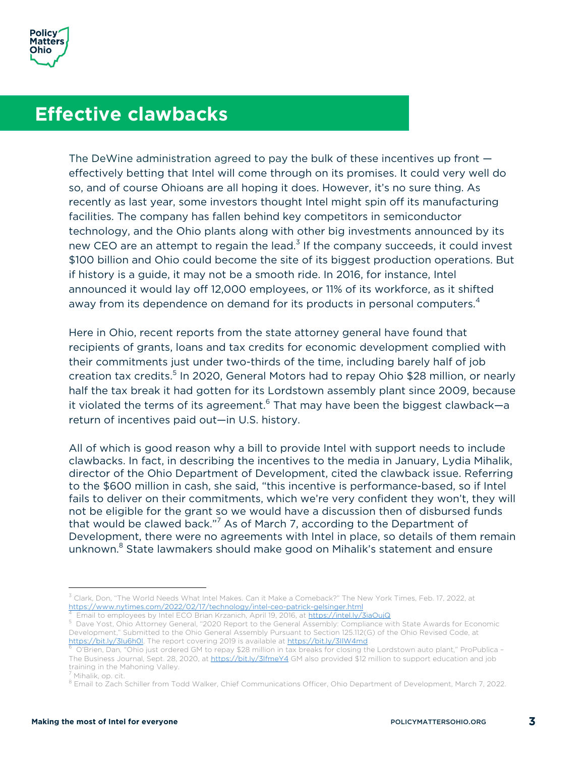## Effective clawbacks

The DeWine administration agreed to pay the bulk of these incentives up front — effectively betting that Intel will come through on its promises. It could very well do so, and of course Ohioans are all hoping it does. However, it's no sure thing. As recently as last year, some investors thought Intel might spin off its manufacturing facilities. The company has fallen behind key competitors in semiconductor technology, and the Ohio plants along with other big investments announced by its new CEO are an attempt to regain the lead.[3] If the company succeeds, it could invest $100 billion and Ohio could become the site of its biggest production operations. But if history is a guide, it may not be a smooth ride. In 2016, for instance, Intel announced it would lay off 12,000 employees, or 11% of its workforce, as it shifted away from its dependence on demand for its products in personal computers.[4]

Here in Ohio, recent reports from the state attorney general have found that recipients of grants, loans and tax credits for economic development complied with their commitments just under two-thirds of the time, including barely half of job creation tax credits.[5] In 2020, General Motors had to repay Ohio $28 million, or nearly half the tax break it had gotten for its Lordstown assembly plant since 2009, because it violated the terms of its agreement.[6] That may have been the biggest clawback—a return of incentives paid out—in U.S. history.

All of which is good reason why a bill to provide Intel with support needs to include clawbacks. In fact, in describing the incentives to the media in January, Lydia Mihalik, director of the Ohio Department of Development, cited the clawback issue. Referring to the $600 million in cash, she said, "this incentive is performance-based, so if Intel fails to deliver on their commitments, which we're very confident they won't, they will not be eligible for the grant so we would have a discussion then of disbursed funds that would be clawed back."[7] As of March 7, according to the Department of Development, there were no agreements with Intel in place, so details of them remain unknown.[8] State lawmakers should make good on Mihalik's statement and ensure

---

[3] Clark, Don, "The World Needs What Intel Makes. Can it Make a Comeback?" The New York Times, Feb. 17, 2022, at https://www.nytimes.com/2022/02/17/technology/intel-ceo-patrick-gelsinger.html

[4] Email to employees by Intel ECO Brian Krzanich, April 19, 2016, at https://intel.ly/3iaOujQ

[5] Dave Yost, Ohio Attorney General, "2020 Report to the General Assembly: Compliance with State Awards for Economic Development," Submitted to the Ohio General Assembly Pursuant to Section 125.112(G) of the Ohio Revised Code, at https://bit.ly/3Iu6h0l. The report covering 2019 is available at https://bit.ly/3IlW4md

[6] O'Brien, Dan, "Ohio just ordered GM to repay $28 million in tax breaks for closing the Lordstown auto plant," ProPublica – The Business Journal, Sept. 28, 2020, at https://bit.ly/3IfmeY4 GM also provided $12 million to support education and job training in the Mahoning Valley.

[7] Mihalik, op. cit.

[8] Email to Zach Schiller from Todd Walker, Chief Communications Officer, Ohio Department of Development, March 7, 2022.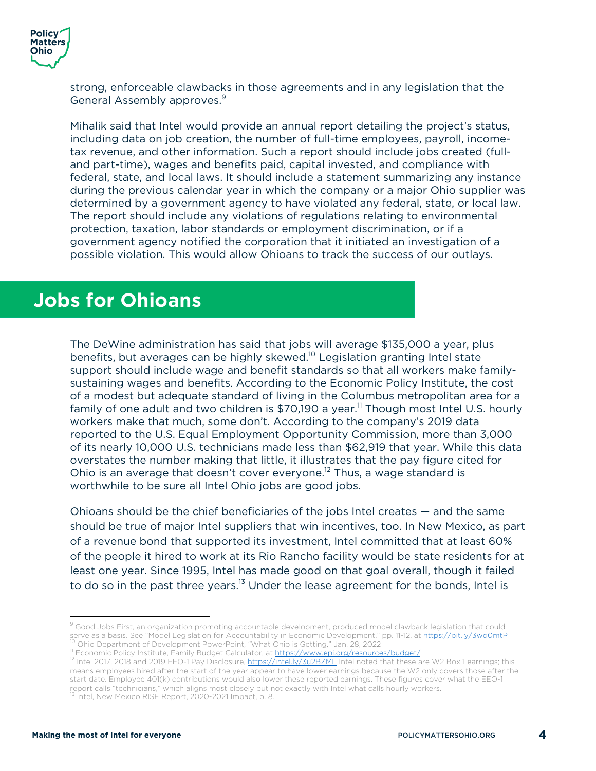strong, enforceable clawbacks in those agreements and in any legislation that the General Assembly approves.[9]

Mihalik said that Intel would provide an annual report detailing the project's status, including data on job creation, the number of full-time employees, payroll, income-tax revenue, and other information. Such a report should include jobs created (full- and part-time), wages and benefits paid, capital invested, and compliance with federal, state, and local laws. It should include a statement summarizing any instance during the previous calendar year in which the company or a major Ohio supplier was determined by a government agency to have violated any federal, state, or local law. The report should include any violations of regulations relating to environmental protection, taxation, labor standards or employment discrimination, or if a government agency notified the corporation that it initiated an investigation of a possible violation. This would allow Ohioans to track the success of our outlays.

## Jobs for Ohioans

The DeWine administration has said that jobs will average $135,000 a year, plus benefits, but averages can be highly skewed.[10] Legislation granting Intel state support should include wage and benefit standards so that all workers make family-sustaining wages and benefits. According to the Economic Policy Institute, the cost of a modest but adequate standard of living in the Columbus metropolitan area for a family of one adult and two children is $70,190 a year.[11] Though most Intel U.S. hourly workers make that much, some don't. According to the company's 2019 data reported to the U.S. Equal Employment Opportunity Commission, more than 3,000 of its nearly 10,000 U.S. technicians made less than $62,919 that year. While this data overstates the number making that little, it illustrates that the pay figure cited for Ohio is an average that doesn't cover everyone.[12] Thus, a wage standard is worthwhile to be sure all Intel Ohio jobs are good jobs.

Ohioans should be the chief beneficiaries of the jobs Intel creates — and the same should be true of major Intel suppliers that win incentives, too. In New Mexico, as part of a revenue bond that supported its investment, Intel committed that at least 60% of the people it hired to work at its Rio Rancho facility would be state residents for at least one year. Since 1995, Intel has made good on that goal overall, though it failed to do so in the past three years.[13] Under the lease agreement for the bonds, Intel is

---

[9] Good Jobs First, an organization promoting accountable development, produced model clawback legislation that could serve as a basis. See "Model Legislation for Accountability in Economic Development," pp. 11-12, at https://bit.ly/3wd0mtP

[10] Ohio Department of Development PowerPoint, "What Ohio is Getting," Jan. 28, 2022

[11] Economic Policy Institute, Family Budget Calculator, at https://www.epi.org/resources/budget/

[12] Intel 2017, 2018 and 2019 EEO-1 Pay Disclosure, https://intel.ly/3u2BZML Intel noted that these are W2 Box 1 earnings; this means employees hired after the start of the year appear to have lower earnings because the W2 only covers those after the start date. Employee 401(k) contributions would also lower these reported earnings. These figures cover what the EEO-1 report calls "technicians," which aligns most closely but not exactly with Intel what calls hourly workers.

[13] Intel, New Mexico RISE Report, 2020-2021 Impact, p. 8.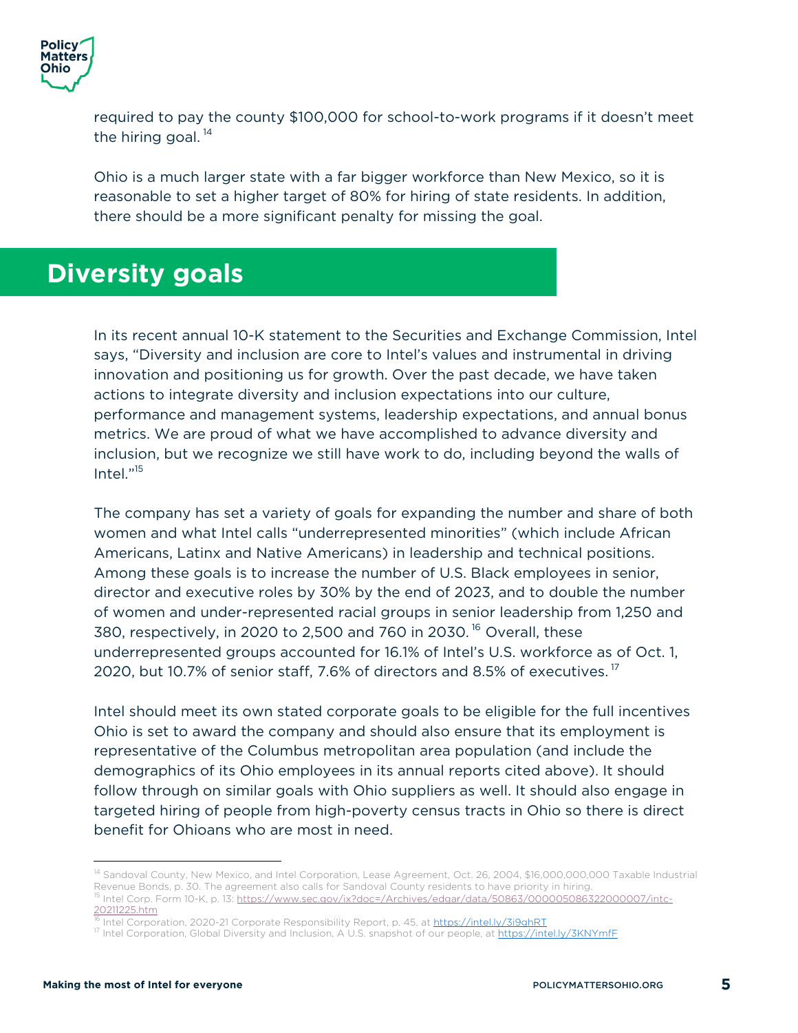required to pay the county $100,000 for school-to-work programs if it doesn't meet the hiring goal. [14]

Ohio is a much larger state with a far bigger workforce than New Mexico, so it is reasonable to set a higher target of 80% for hiring of state residents. In addition, there should be a more significant penalty for missing the goal.

## Diversity goals

In its recent annual 10-K statement to the Securities and Exchange Commission, Intel says, "Diversity and inclusion are core to Intel's values and instrumental in driving innovation and positioning us for growth. Over the past decade, we have taken actions to integrate diversity and inclusion expectations into our culture, performance and management systems, leadership expectations, and annual bonus metrics. We are proud of what we have accomplished to advance diversity and inclusion, but we recognize we still have work to do, including beyond the walls of Intel."[15]

The company has set a variety of goals for expanding the number and share of both women and what Intel calls "underrepresented minorities" (which include African Americans, Latinx and Native Americans) in leadership and technical positions. Among these goals is to increase the number of U.S. Black employees in senior, director and executive roles by 30% by the end of 2023, and to double the number of women and under-represented racial groups in senior leadership from 1,250 and 380, respectively, in 2020 to 2,500 and 760 in 2030. [16] Overall, these underrepresented groups accounted for 16.1% of Intel's U.S. workforce as of Oct. 1, 2020, but 10.7% of senior staff, 7.6% of directors and 8.5% of executives. [17]

Intel should meet its own stated corporate goals to be eligible for the full incentives Ohio is set to award the company and should also ensure that its employment is representative of the Columbus metropolitan area population (and include the demographics of its Ohio employees in its annual reports cited above). It should follow through on similar goals with Ohio suppliers as well. It should also engage in targeted hiring of people from high-poverty census tracts in Ohio so there is direct benefit for Ohioans who are most in need.

---

[14] Sandoval County, New Mexico, and Intel Corporation, Lease Agreement, Oct. 26, 2004, $16,000,000,000 Taxable Industrial Revenue Bonds, p. 30. The agreement also calls for Sandoval County residents to have priority in hiring.

[15] Intel Corp. Form 10-K, p. 13: https://www.sec.gov/ix?doc=/Archives/edgar/data/50863/000005086322000007/intc-20211225.htm

[16] Intel Corporation, 2020-21 Corporate Responsibility Report, p. 45, at https://intel.ly/3i9ghRT

[17] Intel Corporation, Global Diversity and Inclusion, A U.S. snapshot of our people, at https://intel.ly/3KNYmfF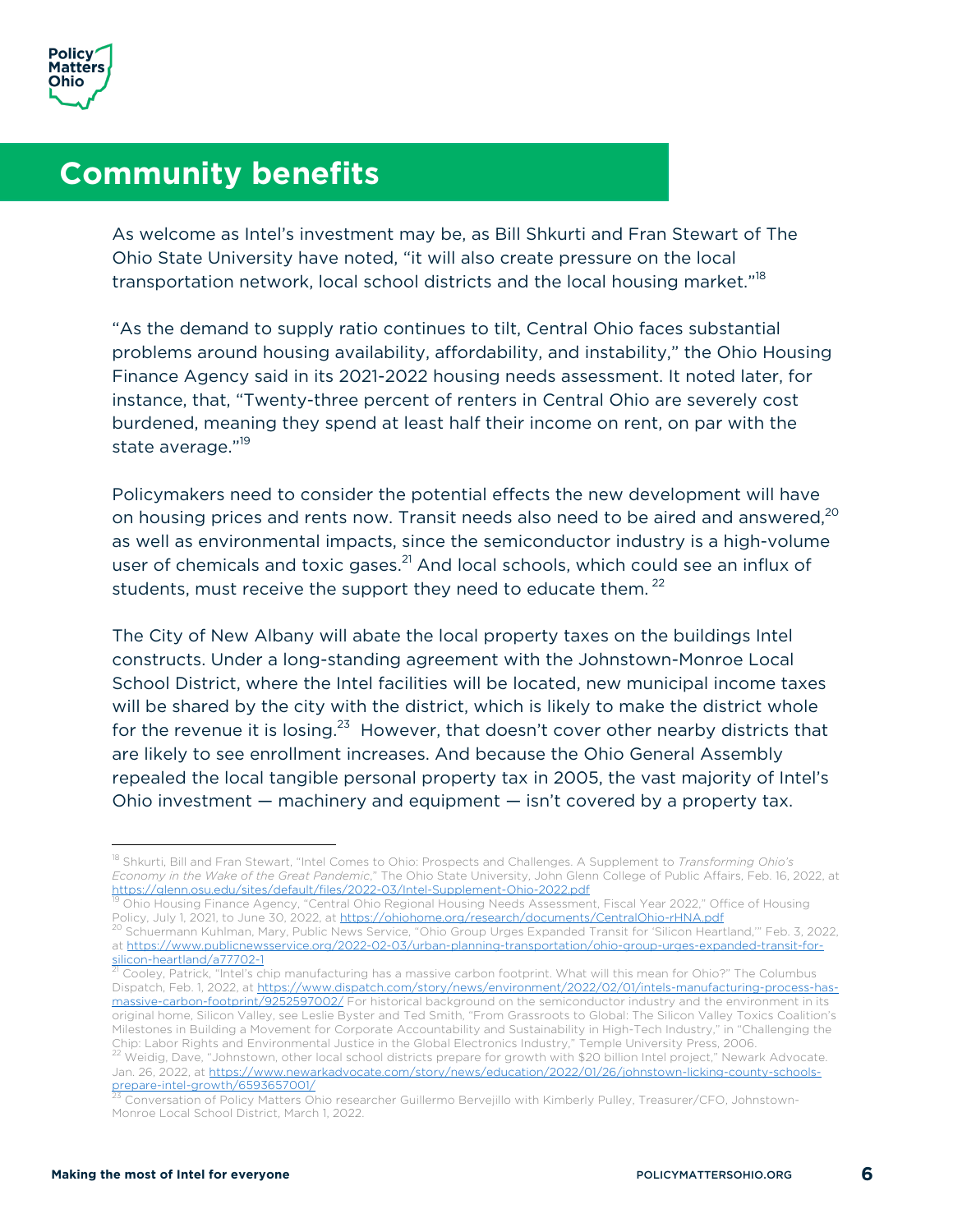## Community benefits

As welcome as Intel's investment may be, as Bill Shkurti and Fran Stewart of The Ohio State University have noted, "it will also create pressure on the local transportation network, local school districts and the local housing market."[18]

"As the demand to supply ratio continues to tilt, Central Ohio faces substantial problems around housing availability, affordability, and instability," the Ohio Housing Finance Agency said in its 2021-2022 housing needs assessment. It noted later, for instance, that, "Twenty-three percent of renters in Central Ohio are severely cost burdened, meaning they spend at least half their income on rent, on par with the state average."[19]

Policymakers need to consider the potential effects the new development will have on housing prices and rents now. Transit needs also need to be aired and answered,[20] as well as environmental impacts, since the semiconductor industry is a high-volume user of chemicals and toxic gases.[21] And local schools, which could see an influx of students, must receive the support they need to educate them.[22]

The City of New Albany will abate the local property taxes on the buildings Intel constructs. Under a long-standing agreement with the Johnstown-Monroe Local School District, where the Intel facilities will be located, new municipal income taxes will be shared by the city with the district, which is likely to make the district whole for the revenue it is losing.[23] However, that doesn't cover other nearby districts that are likely to see enrollment increases. And because the Ohio General Assembly repealed the local tangible personal property tax in 2005, the vast majority of Intel's Ohio investment — machinery and equipment — isn't covered by a property tax.

---

[18] Shkurti, Bill and Fran Stewart, "Intel Comes to Ohio: Prospects and Challenges. A Supplement to *Transforming Ohio's Economy in the Wake of the Great Pandemic*," The Ohio State University, John Glenn College of Public Affairs, Feb. 16, 2022, at https://glenn.osu.edu/sites/default/files/2022-03/Intel-Supplement-Ohio-2022.pdf

[19] Ohio Housing Finance Agency, "Central Ohio Regional Housing Needs Assessment, Fiscal Year 2022," Office of Housing Policy, July 1, 2021, to June 30, 2022, at https://ohiohome.org/research/documents/CentralOhio-rHNA.pdf

[20] Schuermann Kuhlman, Mary, Public News Service, "Ohio Group Urges Expanded Transit for 'Silicon Heartland,'" Feb. 3, 2022, at https://www.publicnewsservice.org/2022-02-03/urban-planning-transportation/ohio-group-urges-expanded-transit-for-silicon-heartland/a77702-1

[21] Cooley, Patrick, "Intel's chip manufacturing has a massive carbon footprint. What will this mean for Ohio?" The Columbus Dispatch, Feb. 1, 2022, at https://www.dispatch.com/story/news/environment/2022/02/01/intels-manufacturing-process-has-massive-carbon-footprint/9252597002/ For historical background on the semiconductor industry and the environment in its original home, Silicon Valley, see Leslie Byster and Ted Smith, "From Grassroots to Global: The Silicon Valley Toxics Coalition's Milestones in Building a Movement for Corporate Accountability and Sustainability in High-Tech Industry," in "Challenging the Chip: Labor Rights and Environmental Justice in the Global Electronics Industry," Temple University Press, 2006.

[22] Weidig, Dave, "Johnstown, other local school districts prepare for growth with $20 billion Intel project," Newark Advocate. Jan. 26, 2022, at https://www.newarkadvocate.com/story/news/education/2022/01/26/johnstown-licking-county-schools-prepare-intel-growth/6593657001/

[23] Conversation of Policy Matters Ohio researcher Guillermo Bervejillo with Kimberly Pulley, Treasurer/CFO, Johnstown-Monroe Local School District, March 1, 2022.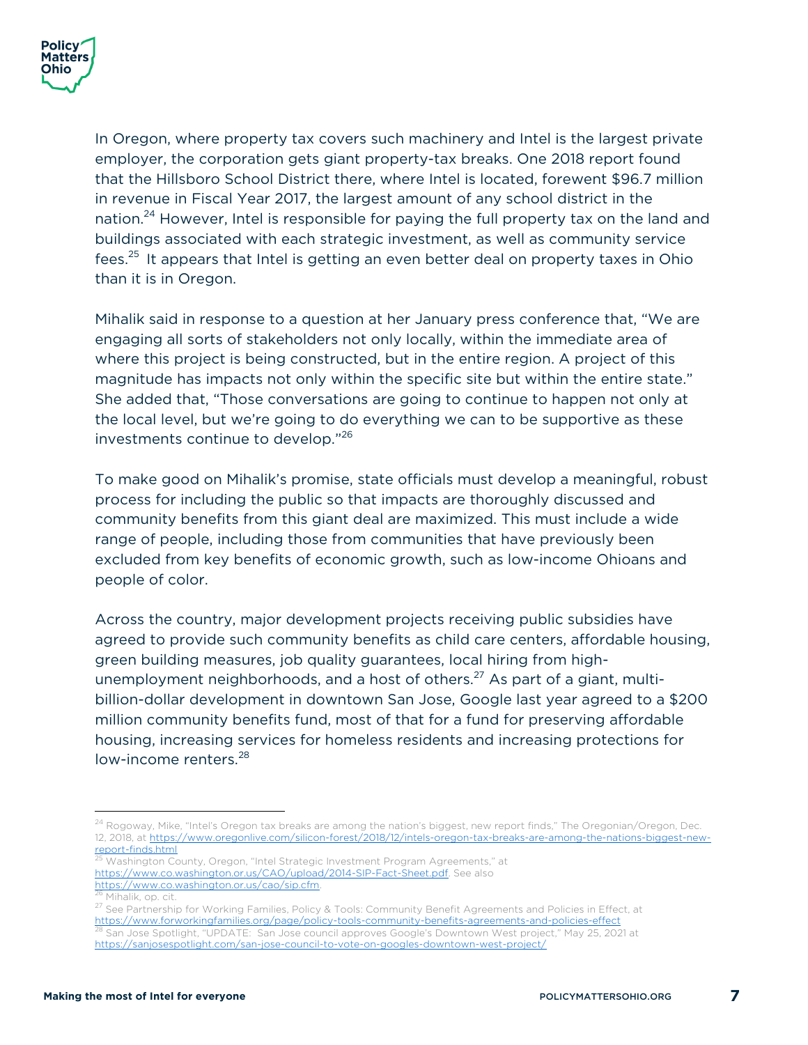In Oregon, where property tax covers such machinery and Intel is the largest private employer, the corporation gets giant property-tax breaks. One 2018 report found that the Hillsboro School District there, where Intel is located, forewent $96.7 million in revenue in Fiscal Year 2017, the largest amount of any school district in the nation.[24] However, Intel is responsible for paying the full property tax on the land and buildings associated with each strategic investment, as well as community service fees.[25] It appears that Intel is getting an even better deal on property taxes in Ohio than it is in Oregon.

Mihalik said in response to a question at her January press conference that, "We are engaging all sorts of stakeholders not only locally, within the immediate area of where this project is being constructed, but in the entire region. A project of this magnitude has impacts not only within the specific site but within the entire state." She added that, "Those conversations are going to continue to happen not only at the local level, but we're going to do everything we can to be supportive as these investments continue to develop."[26]

To make good on Mihalik's promise, state officials must develop a meaningful, robust process for including the public so that impacts are thoroughly discussed and community benefits from this giant deal are maximized. This must include a wide range of people, including those from communities that have previously been excluded from key benefits of economic growth, such as low-income Ohioans and people of color.

Across the country, major development projects receiving public subsidies have agreed to provide such community benefits as child care centers, affordable housing, green building measures, job quality guarantees, local hiring from high-unemployment neighborhoods, and a host of others.[27] As part of a giant, multi-billion-dollar development in downtown San Jose, Google last year agreed to a $200 million community benefits fund, most of that for a fund for preserving affordable housing, increasing services for homeless residents and increasing protections for low-income renters.[28]

---

[24] Rogoway, Mike, "Intel's Oregon tax breaks are among the nation's biggest, new report finds," The Oregonian/Oregon, Dec. 12, 2018, at https://www.oregonlive.com/silicon-forest/2018/12/intels-oregon-tax-breaks-are-among-the-nations-biggest-new-report-finds.html

[25] Washington County, Oregon, "Intel Strategic Investment Program Agreements," at https://www.co.washington.or.us/CAO/upload/2014-SIP-Fact-Sheet.pdf. See also https://www.co.washington.or.us/cao/sip.cfm.

[26] Mihalik, op. cit.

[27] See Partnership for Working Families, Policy & Tools: Community Benefit Agreements and Policies in Effect, at https://www.forworkingfamilies.org/page/policy-tools-community-benefits-agreements-and-policies-effect

[28] San Jose Spotlight, "UPDATE: San Jose council approves Google's Downtown West project," May 25, 2021 at https://sanjosespotlight.com/san-jose-council-to-vote-on-googles-downtown-west-project/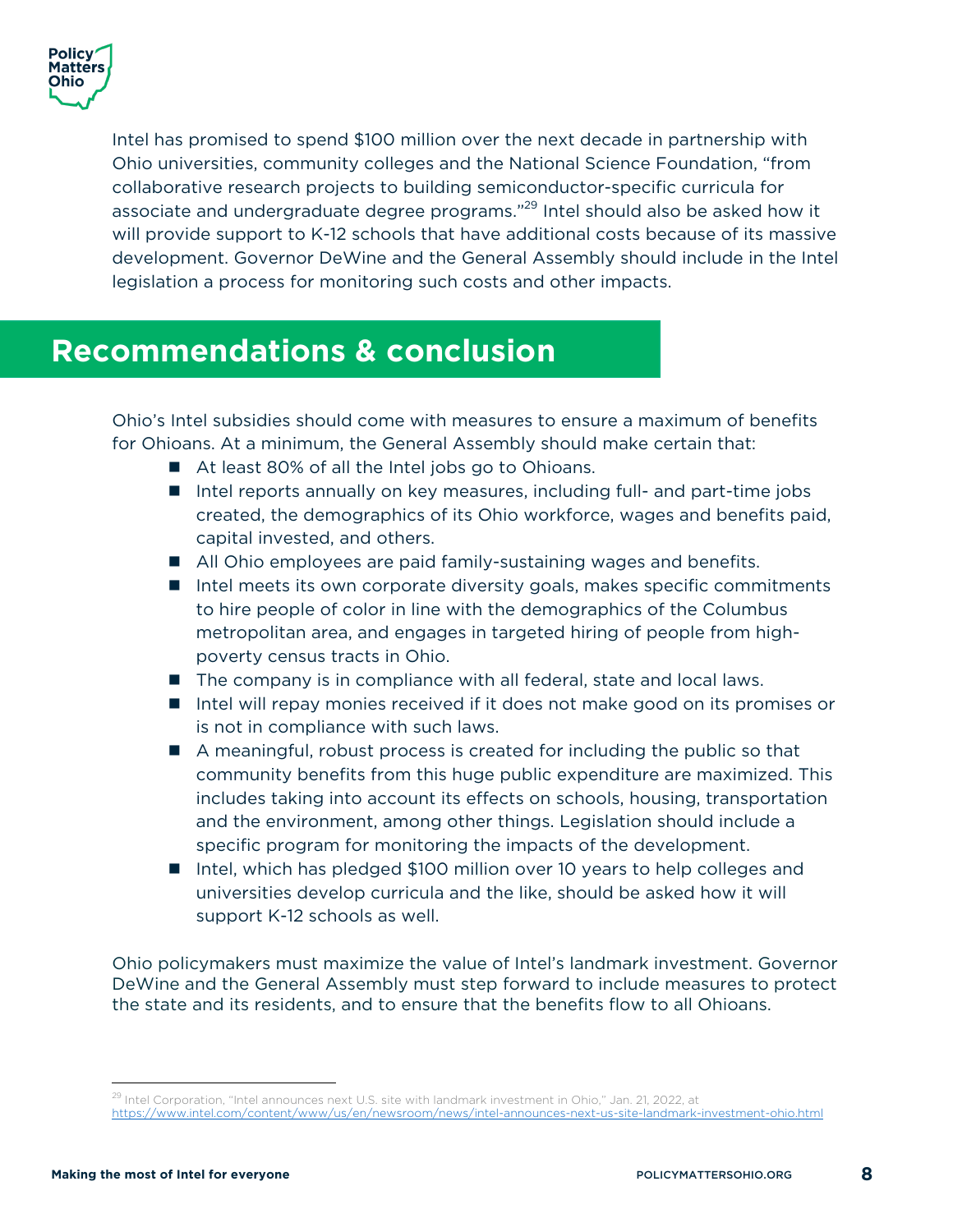Intel has promised to spend $100 million over the next decade in partnership with Ohio universities, community colleges and the National Science Foundation, "from collaborative research projects to building semiconductor-specific curricula for associate and undergraduate degree programs."[29] Intel should also be asked how it will provide support to K-12 schools that have additional costs because of its massive development. Governor DeWine and the General Assembly should include in the Intel legislation a process for monitoring such costs and other impacts.

## Recommendations & conclusion

Ohio's Intel subsidies should come with measures to ensure a maximum of benefits for Ohioans. At a minimum, the General Assembly should make certain that:

- At least 80% of all the Intel jobs go to Ohioans.
- Intel reports annually on key measures, including full- and part-time jobs created, the demographics of its Ohio workforce, wages and benefits paid, capital invested, and others.
- All Ohio employees are paid family-sustaining wages and benefits.
- Intel meets its own corporate diversity goals, makes specific commitments to hire people of color in line with the demographics of the Columbus metropolitan area, and engages in targeted hiring of people from high-poverty census tracts in Ohio.
- The company is in compliance with all federal, state and local laws.
- Intel will repay monies received if it does not make good on its promises or is not in compliance with such laws.
- A meaningful, robust process is created for including the public so that community benefits from this huge public expenditure are maximized. This includes taking into account its effects on schools, housing, transportation and the environment, among other things. Legislation should include a specific program for monitoring the impacts of the development.
- Intel, which has pledged $100 million over 10 years to help colleges and universities develop curricula and the like, should be asked how it will support K-12 schools as well.

Ohio policymakers must maximize the value of Intel's landmark investment. Governor DeWine and the General Assembly must step forward to include measures to protect the state and its residents, and to ensure that the benefits flow to all Ohioans.

---

[29] Intel Corporation, "Intel announces next U.S. site with landmark investment in Ohio," Jan. 21, 2022, at https://www.intel.com/content/www/us/en/newsroom/news/intel-announces-next-us-site-landmark-investment-ohio.html